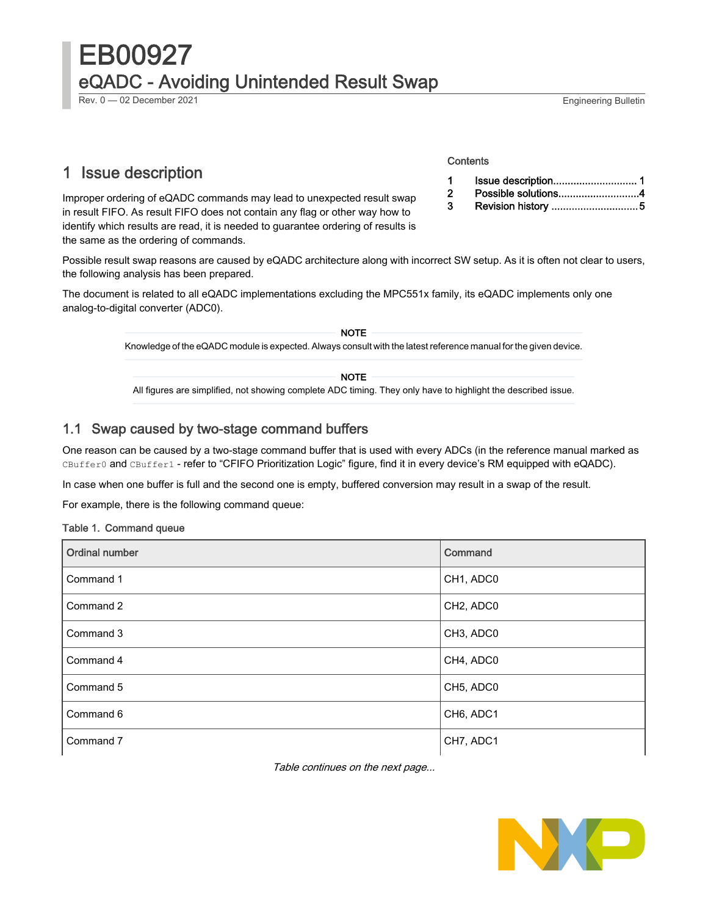# EB00927

## eQADC - Avoiding Unintended Result Swap

Rev. 0 — 02 December 2021

Engineering Bulletin

Contents

1 Issue description.............................1
2 Possible solutions............................4
3 Revision history ..............................5

## 1 Issue description

Improper ordering of eQADC commands may lead to unexpected result swap in result FIFO. As result FIFO does not contain any flag or other way how to identify which results are read, it is needed to guarantee ordering of results is the same as the ordering of commands.

Possible result swap reasons are caused by eQADC architecture along with incorrect SW setup. As it is often not clear to users, the following analysis has been prepared.

The document is related to all eQADC implementations excluding the MPC551x family, its eQADC implements only one analog-to-digital converter (ADC0).

**NOTE**

Knowledge of the eQADC module is expected. Always consult with the latest reference manual for the given device.

**NOTE**

All figures are simplified, not showing complete ADC timing. They only have to highlight the described issue.

### 1.1 Swap caused by two-stage command buffers

One reason can be caused by a two-stage command buffer that is used with every ADCs (in the reference manual marked as `CBuffer0` and `CBuffer1` - refer to "CFIFO Prioritization Logic" figure, find it in every device's RM equipped with eQADC).

In case when one buffer is full and the second one is empty, buffered conversion may result in a swap of the result.

For example, there is the following command queue:

Table 1. Command queue

| Ordinal number | Command |
|---|---|
| Command 1 | CH1, ADC0 |
| Command 2 | CH2, ADC0 |
| Command 3 | CH3, ADC0 |
| Command 4 | CH4, ADC0 |
| Command 5 | CH5, ADC0 |
| Command 6 | CH6, ADC1 |
| Command 7 | CH7, ADC1 |

*Table continues on the next page...*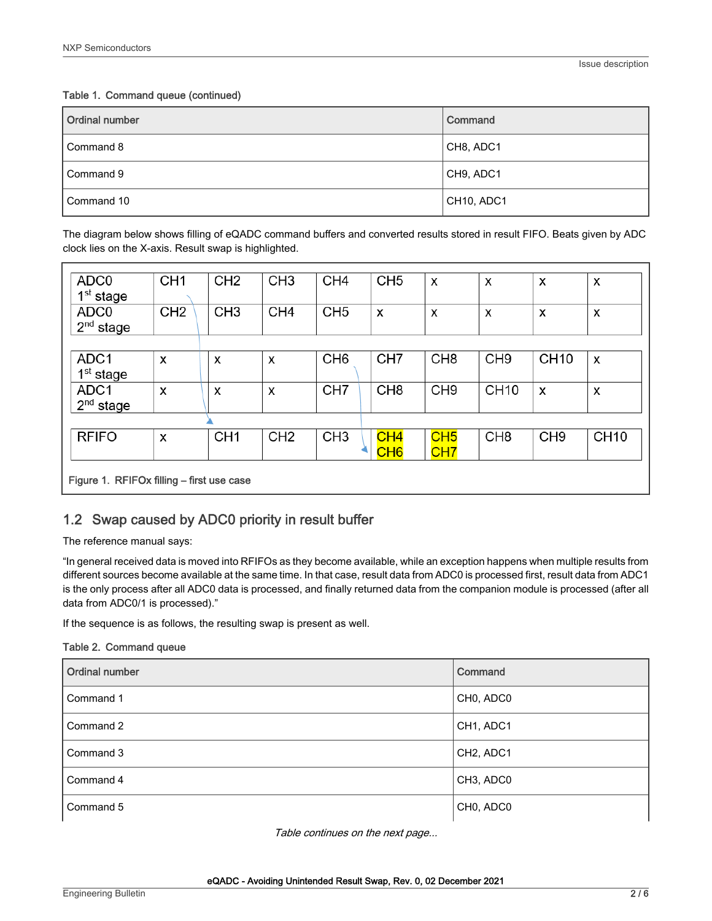Table 1. Command queue (continued)

| Ordinal number | Command |
|---|---|
| Command 8 | CH8, ADC1 |
| Command 9 | CH9, ADC1 |
| Command 10 | CH10, ADC1 |

The diagram below shows filling of eQADC command buffers and converted results stored in result FIFO. Beats given by ADC clock lies on the X-axis. Result swap is highlighted.

| | | | | | | | | | |
|---|---|---|---|---|---|---|---|---|---|
| ADC0 1st stage | CH1 | CH2 | CH3 | CH4 | CH5 | x | x | x | x |
| ADC0 2nd stage | CH2 | CH3 | CH4 | CH5 | x | x | x | x | x |
| ADC1 1st stage | x | x | x | CH6 | CH7 | CH8 | CH9 | CH10 | x |
| ADC1 2nd stage | x | x | x | CH7 | CH8 | CH9 | CH10 | x | x |
| RFIFO | x | CH1 | CH2 | CH3 | CH4 CH6 | CH5 CH7 | CH8 | CH9 | CH10 |

Figure 1. RFIFOx filling – first use case

## 1.2 Swap caused by ADC0 priority in result buffer

The reference manual says:

"In general received data is moved into RFIFOs as they become available, while an exception happens when multiple results from different sources become available at the same time. In that case, result data from ADC0 is processed first, result data from ADC1 is the only process after all ADC0 data is processed, and finally returned data from the companion module is processed (after all data from ADC0/1 is processed)."

If the sequence is as follows, the resulting swap is present as well.

Table 2. Command queue

| Ordinal number | Command |
|---|---|
| Command 1 | CH0, ADC0 |
| Command 2 | CH1, ADC1 |
| Command 3 | CH2, ADC1 |
| Command 4 | CH3, ADC0 |
| Command 5 | CH0, ADC0 |

*Table continues on the next page...*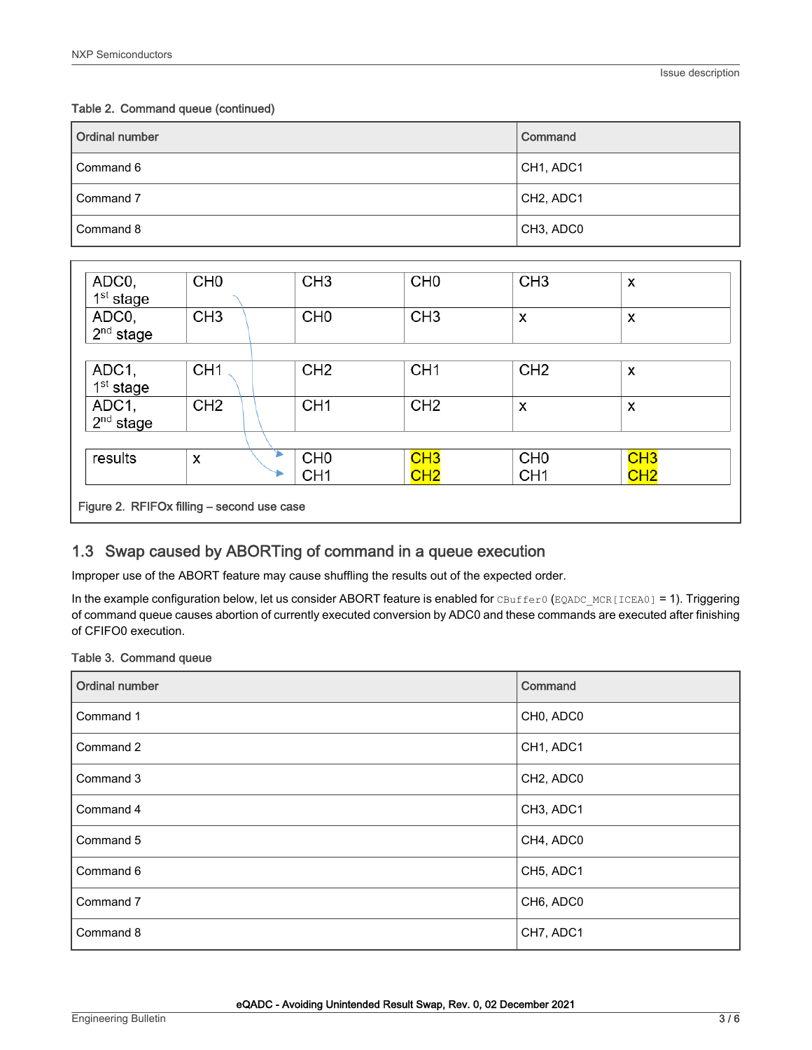Table 2. Command queue (continued)

| Ordinal number | Command |
|---|---|
| Command 6 | CH1, ADC1 |
| Command 7 | CH2, ADC1 |
| Command 8 | CH3, ADC0 |

| | | | | | |
|---|---|---|---|---|---|
| ADC0, 1st stage | CH0 | CH3 | CH0 | CH3 | x |
| ADC0, 2nd stage | CH3 | CH0 | CH3 | x | x |
| ADC1, 1st stage | CH1 | CH2 | CH1 | CH2 | x |
| ADC1, 2nd stage | CH2 | CH1 | CH2 | x | x |
| results | x | CH0 CH1 | CH3 CH2 | CH0 CH1 | CH3 CH2 |

Figure 2. RFIFOx filling – second use case

## 1.3 Swap caused by ABORTing of command in a queue execution

Improper use of the ABORT feature may cause shuffling the results out of the expected order.

In the example configuration below, let us consider ABORT feature is enabled for `CBuffer0` (`EQADC_MCR[ICEA0]` = 1). Triggering of command queue causes abortion of currently executed conversion by ADC0 and these commands are executed after finishing of CFIFO0 execution.

Table 3. Command queue

| Ordinal number | Command |
|---|---|
| Command 1 | CH0, ADC0 |
| Command 2 | CH1, ADC1 |
| Command 3 | CH2, ADC0 |
| Command 4 | CH3, ADC1 |
| Command 5 | CH4, ADC0 |
| Command 6 | CH5, ADC1 |
| Command 7 | CH6, ADC0 |
| Command 8 | CH7, ADC1 |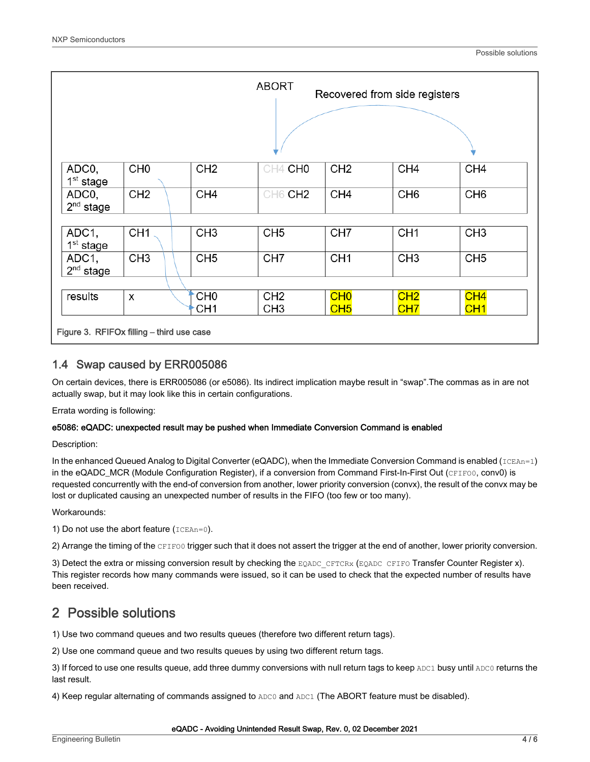ABORT

Recovered from side registers

| | | | | | | |
|---|---|---|---|---|---|---|
| ADC0, 1st stage | CH0 | CH2 | CH4 CH0 | CH2 | CH4 | CH4 |
| ADC0, 2nd stage | CH2 | CH4 | CH6 CH2 | CH4 | CH6 | CH6 |
| ADC1, 1st stage | CH1 | CH3 | CH5 | CH7 | CH1 | CH3 |
| ADC1, 2nd stage | CH3 | CH5 | CH7 | CH1 | CH3 | CH5 |
| results | x | CH0 CH1 | CH2 CH3 | CH0 CH5 | CH2 CH7 | CH4 CH1 |

Figure 3. RFIFOx filling – third use case

## 1.4 Swap caused by ERR005086

On certain devices, there is ERR005086 (or e5086). Its indirect implication maybe result in "swap".The commas as in are not actually swap, but it may look like this in certain configurations.

Errata wording is following:

**e5086: eQADC: unexpected result may be pushed when Immediate Conversion Command is enabled**

Description:

In the enhanced Queued Analog to Digital Converter (eQADC), when the Immediate Conversion Command is enabled (`ICEAn=1`) in the eQADC_MCR (Module Configuration Register), if a conversion from Command First-In-First Out (`CFIFO0`, conv0) is requested concurrently with the end-of conversion from another, lower priority conversion (convx), the result of the convx may be lost or duplicated causing an unexpected number of results in the FIFO (too few or too many).

Workarounds:

1) Do not use the abort feature (`ICEAn=0`).

2) Arrange the timing of the `CFIFO0` trigger such that it does not assert the trigger at the end of another, lower priority conversion.

3) Detect the extra or missing conversion result by checking the `EQADC_CFTCRx` (`EQADC CFIFO` Transfer Counter Register x). This register records how many commands were issued, so it can be used to check that the expected number of results have been received.

# 2 Possible solutions

1) Use two command queues and two results queues (therefore two different return tags).

2) Use one command queue and two results queues by using two different return tags.

3) If forced to use one results queue, add three dummy conversions with null return tags to keep `ADC1` busy until `ADC0` returns the last result.

4) Keep regular alternating of commands assigned to `ADC0` and `ADC1` (The ABORT feature must be disabled).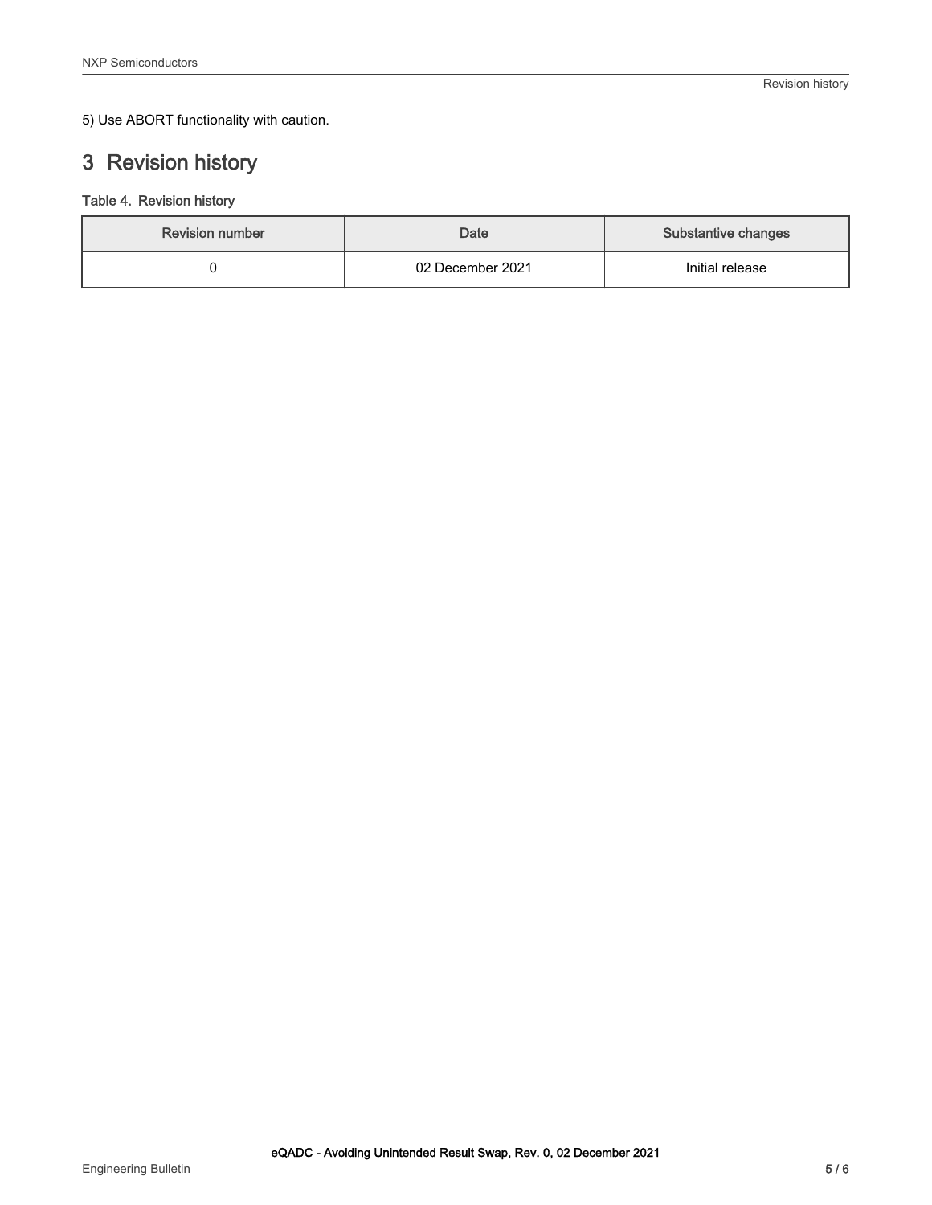5) Use ABORT functionality with caution.

# 3 Revision history

**Table 4. Revision history**

| Revision number | Date | Substantive changes |
|---|---|---|
| 0 | 02 December 2021 | Initial release |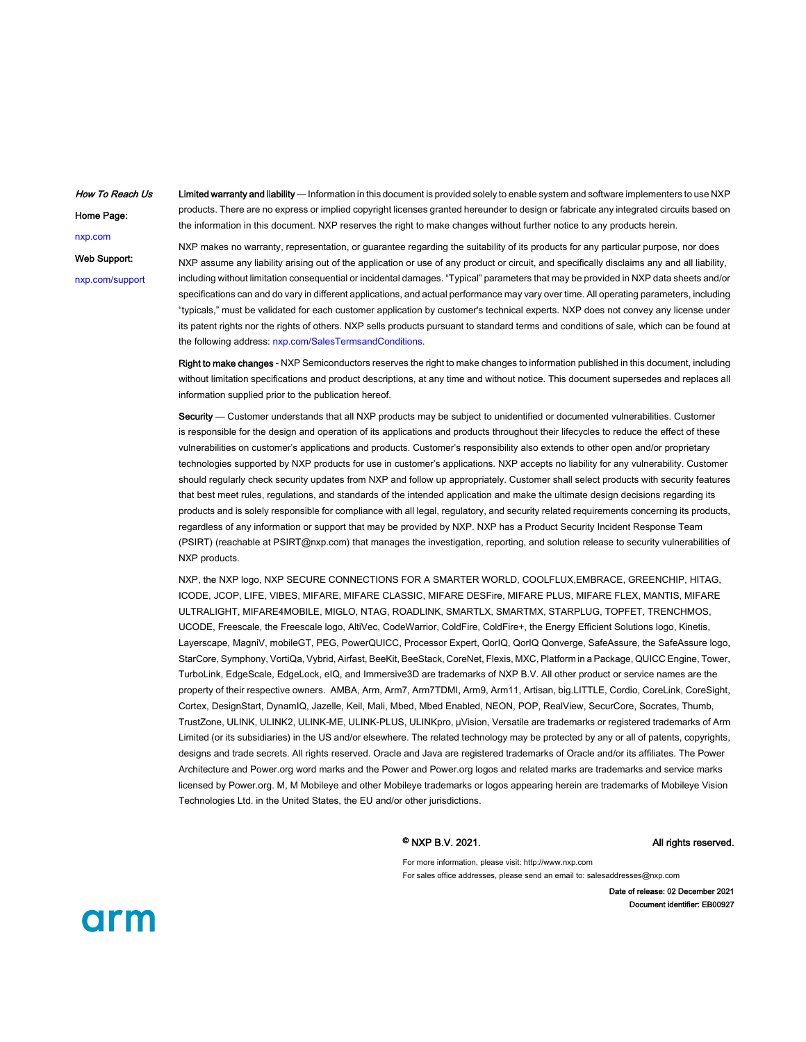*How To Reach Us*

**Home Page:**

nxp.com

**Web Support:**

nxp.com/support

**Limited warranty and liability** — Information in this document is provided solely to enable system and software implementers to use NXP products. There are no express or implied copyright licenses granted hereunder to design or fabricate any integrated circuits based on the information in this document. NXP reserves the right to make changes without further notice to any products herein.

NXP makes no warranty, representation, or guarantee regarding the suitability of its products for any particular purpose, nor does NXP assume any liability arising out of the application or use of any product or circuit, and specifically disclaims any and all liability, including without limitation consequential or incidental damages. “Typical” parameters that may be provided in NXP data sheets and/or specifications can and do vary in different applications, and actual performance may vary over time. All operating parameters, including “typicals,” must be validated for each customer application by customer's technical experts. NXP does not convey any license under its patent rights nor the rights of others. NXP sells products pursuant to standard terms and conditions of sale, which can be found at the following address: nxp.com/SalesTermsandConditions.

**Right to make changes** - NXP Semiconductors reserves the right to make changes to information published in this document, including without limitation specifications and product descriptions, at any time and without notice. This document supersedes and replaces all information supplied prior to the publication hereof.

**Security** — Customer understands that all NXP products may be subject to unidentified or documented vulnerabilities. Customer is responsible for the design and operation of its applications and products throughout their lifecycles to reduce the effect of these vulnerabilities on customer's applications and products. Customer's responsibility also extends to other open and/or proprietary technologies supported by NXP products for use in customer's applications. NXP accepts no liability for any vulnerability. Customer should regularly check security updates from NXP and follow up appropriately. Customer shall select products with security features that best meet rules, regulations, and standards of the intended application and make the ultimate design decisions regarding its products and is solely responsible for compliance with all legal, regulatory, and security related requirements concerning its products, regardless of any information or support that may be provided by NXP. NXP has a Product Security Incident Response Team (PSIRT) (reachable at PSIRT@nxp.com) that manages the investigation, reporting, and solution release to security vulnerabilities of NXP products.

NXP, the NXP logo, NXP SECURE CONNECTIONS FOR A SMARTER WORLD, COOLFLUX,EMBRACE, GREENCHIP, HITAG, ICODE, JCOP, LIFE, VIBES, MIFARE, MIFARE CLASSIC, MIFARE DESFire, MIFARE PLUS, MIFARE FLEX, MANTIS, MIFARE ULTRALIGHT, MIFARE4MOBILE, MIGLO, NTAG, ROADLINK, SMARTLX, SMARTMX, STARPLUG, TOPFET, TRENCHMOS, UCODE, Freescale, the Freescale logo, AltiVec, CodeWarrior, ColdFire, ColdFire+, the Energy Efficient Solutions logo, Kinetis, Layerscape, MagniV, mobileGT, PEG, PowerQUICC, Processor Expert, QorIQ, QorIQ Qonverge, SafeAssure, the SafeAssure logo, StarCore, Symphony, VortiQa, Vybrid, Airfast, BeeKit, BeeStack, CoreNet, Flexis, MXC, Platform in a Package, QUICC Engine, Tower, TurboLink, EdgeScale, EdgeLock, eIQ, and Immersive3D are trademarks of NXP B.V. All other product or service names are the property of their respective owners. AMBA, Arm, Arm7, Arm7TDMI, Arm9, Arm11, Artisan, big.LITTLE, Cordio, CoreLink, CoreSight, Cortex, DesignStart, DynamIQ, Jazelle, Keil, Mali, Mbed, Mbed Enabled, NEON, POP, RealView, SecurCore, Socrates, Thumb, TrustZone, ULINK, ULINK2, ULINK-ME, ULINK-PLUS, ULINKpro, µVision, Versatile are trademarks or registered trademarks of Arm Limited (or its subsidiaries) in the US and/or elsewhere. The related technology may be protected by any or all of patents, copyrights, designs and trade secrets. All rights reserved. Oracle and Java are registered trademarks of Oracle and/or its affiliates. The Power Architecture and Power.org word marks and the Power and Power.org logos and related marks are trademarks and service marks licensed by Power.org. M, M Mobileye and other Mobileye trademarks or logos appearing herein are trademarks of Mobileye Vision Technologies Ltd. in the United States, the EU and/or other jurisdictions.

**© NXP B.V. 2021. All rights reserved.**

For more information, please visit: http://www.nxp.com

For sales office addresses, please send an email to: salesaddresses@nxp.com

**Date of release: 02 December 2021**

**Document identifier: EB00927**

arm